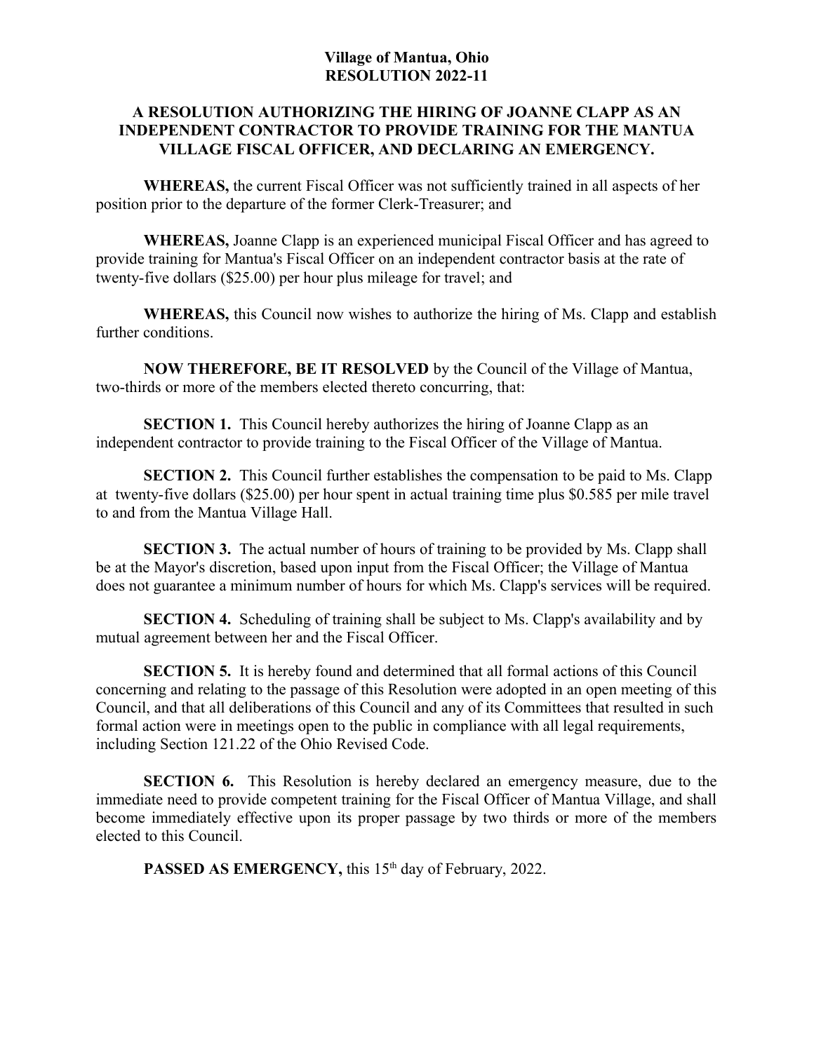**Village of Mantua, Ohio**
**RESOLUTION 2022-11**

**A RESOLUTION AUTHORIZING THE HIRING OF JOANNE CLAPP AS AN INDEPENDENT CONTRACTOR TO PROVIDE TRAINING FOR THE MANTUA VILLAGE FISCAL OFFICER, AND DECLARING AN EMERGENCY.**

**WHEREAS,** the current Fiscal Officer was not sufficiently trained in all aspects of her position prior to the departure of the former Clerk-Treasurer; and

**WHEREAS,** Joanne Clapp is an experienced municipal Fiscal Officer and has agreed to provide training for Mantua's Fiscal Officer on an independent contractor basis at the rate of twenty-five dollars ($25.00) per hour plus mileage for travel; and

**WHEREAS,** this Council now wishes to authorize the hiring of Ms. Clapp and establish further conditions.

**NOW THEREFORE, BE IT RESOLVED** by the Council of the Village of Mantua, two-thirds or more of the members elected thereto concurring, that:

**SECTION 1.** This Council hereby authorizes the hiring of Joanne Clapp as an independent contractor to provide training to the Fiscal Officer of the Village of Mantua.

**SECTION 2.** This Council further establishes the compensation to be paid to Ms. Clapp at twenty-five dollars ($25.00) per hour spent in actual training time plus $0.585 per mile travel to and from the Mantua Village Hall.

**SECTION 3.** The actual number of hours of training to be provided by Ms. Clapp shall be at the Mayor's discretion, based upon input from the Fiscal Officer; the Village of Mantua does not guarantee a minimum number of hours for which Ms. Clapp's services will be required.

**SECTION 4.** Scheduling of training shall be subject to Ms. Clapp's availability and by mutual agreement between her and the Fiscal Officer.

**SECTION 5.** It is hereby found and determined that all formal actions of this Council concerning and relating to the passage of this Resolution were adopted in an open meeting of this Council, and that all deliberations of this Council and any of its Committees that resulted in such formal action were in meetings open to the public in compliance with all legal requirements, including Section 121.22 of the Ohio Revised Code.

**SECTION 6.** This Resolution is hereby declared an emergency measure, due to the immediate need to provide competent training for the Fiscal Officer of Mantua Village, and shall become immediately effective upon its proper passage by two thirds or more of the members elected to this Council.

**PASSED AS EMERGENCY,** this 15th day of February, 2022.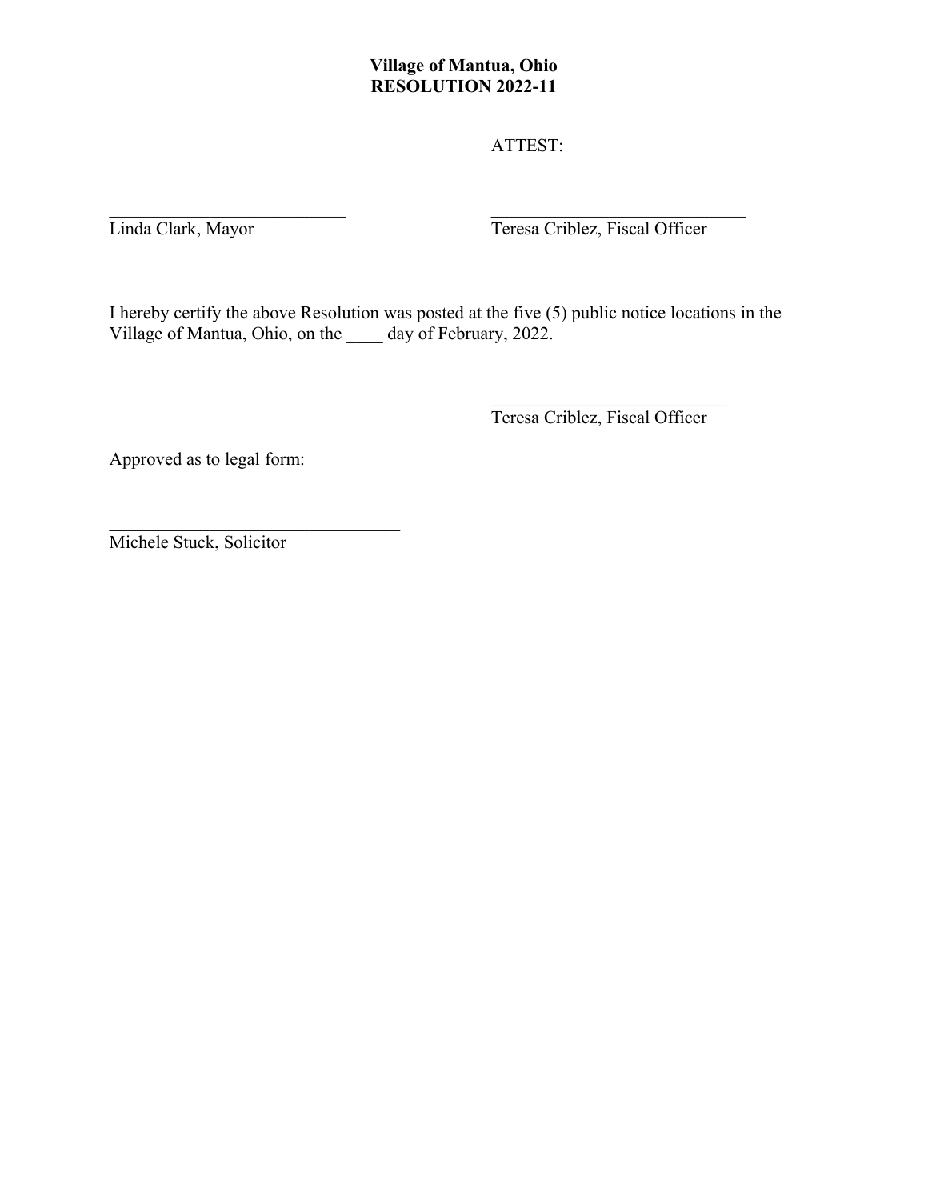**Village of Mantua, Ohio**
**RESOLUTION 2022-11**

ATTEST:

\_\_\_\_\_\_\_\_\_\_\_\_\_\_\_\_\_\_\_\_\_\_\_\_\_\_\_
Linda Clark, Mayor

\_\_\_\_\_\_\_\_\_\_\_\_\_\_\_\_\_\_\_\_\_\_\_\_\_\_\_\_\_
Teresa Criblez, Fiscal Officer

I hereby certify the above Resolution was posted at the five (5) public notice locations in the Village of Mantua, Ohio, on the \_\_\_\_ day of February, 2022.

\_\_\_\_\_\_\_\_\_\_\_\_\_\_\_\_\_\_\_\_\_\_\_\_\_\_\_
Teresa Criblez, Fiscal Officer

Approved as to legal form:

\_\_\_\_\_\_\_\_\_\_\_\_\_\_\_\_\_\_\_\_\_\_\_\_\_\_\_\_\_\_\_\_\_
Michele Stuck, Solicitor